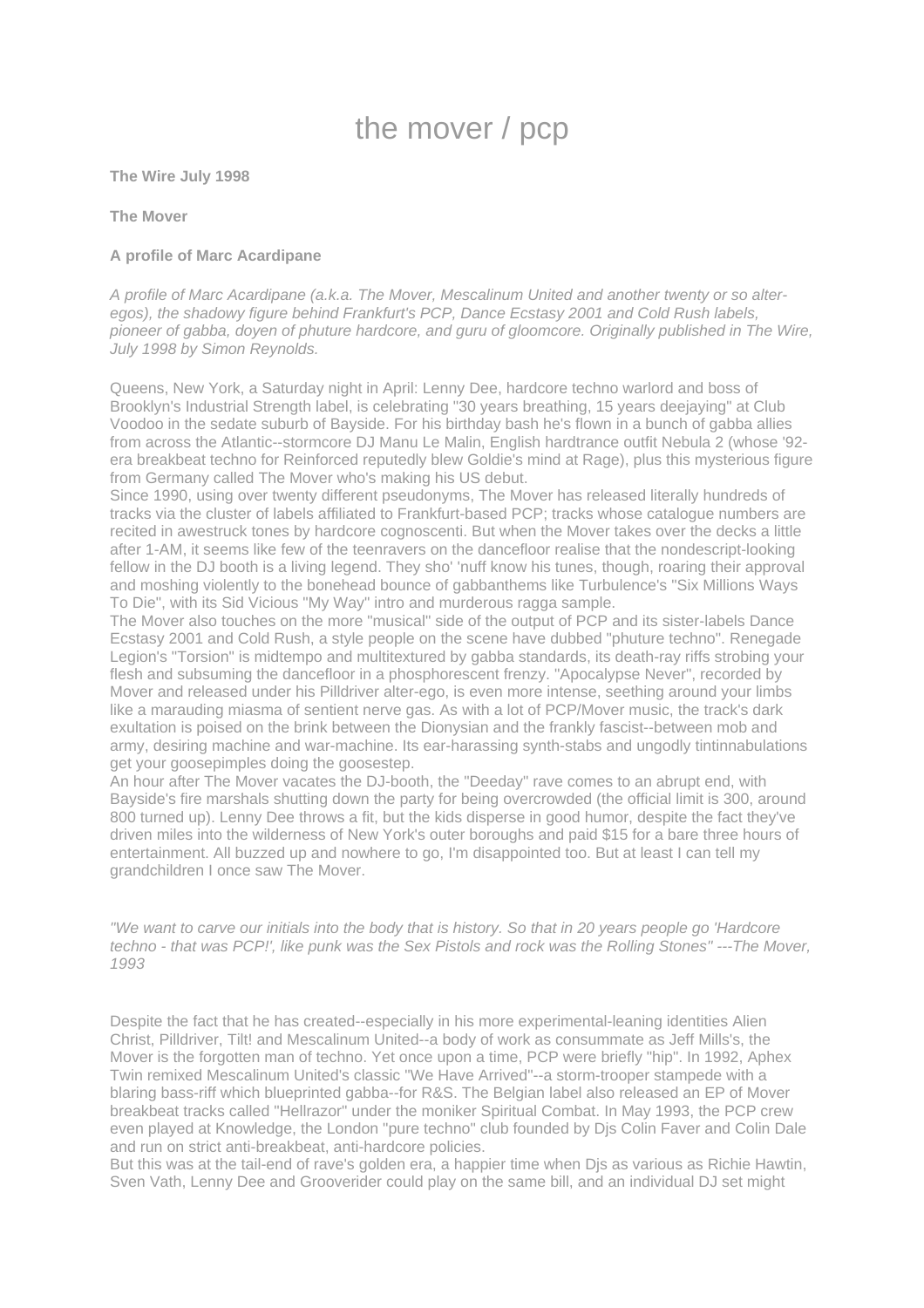# the mover / pcp

**The Wire July 1998**

**The Mover**

**A profile of Marc Acardipane**

*A profile of Marc Acardipane (a.k.a. The Mover, Mescalinum United and another twenty or so alter-egos), the shadowy figure behind Frankfurt's PCP, Dance Ecstasy 2001 and Cold Rush labels, pioneer of gabba, doyen of phuture hardcore, and guru of gloomcore. Originally published in The Wire, July 1998 by Simon Reynolds.*

Queens, New York, a Saturday night in April: Lenny Dee, hardcore techno warlord and boss of Brooklyn's Industrial Strength label, is celebrating "30 years breathing, 15 years deejaying" at Club Voodoo in the sedate suburb of Bayside. For his birthday bash he's flown in a bunch of gabba allies from across the Atlantic--stormcore DJ Manu Le Malin, English hardtrance outfit Nebula 2 (whose '92-era breakbeat techno for Reinforced reputedly blew Goldie's mind at Rage), plus this mysterious figure from Germany called The Mover who's making his US debut.

Since 1990, using over twenty different pseudonyms, The Mover has released literally hundreds of tracks via the cluster of labels affiliated to Frankfurt-based PCP; tracks whose catalogue numbers are recited in awestruck tones by hardcore cognoscenti. But when the Mover takes over the decks a little after 1-AM, it seems like few of the teenravers on the dancefloor realise that the nondescript-looking fellow in the DJ booth is a living legend. They sho' 'nuff know his tunes, though, roaring their approval and moshing violently to the bonehead bounce of gabbanthems like Turbulence's "Six Millions Ways To Die", with its Sid Vicious "My Way" intro and murderous ragga sample.

The Mover also touches on the more "musical" side of the output of PCP and its sister-labels Dance Ecstasy 2001 and Cold Rush, a style people on the scene have dubbed "phuture techno". Renegade Legion's "Torsion" is midtempo and multitextured by gabba standards, its death-ray riffs strobing your flesh and subsuming the dancefloor in a phosphorescent frenzy. "Apocalypse Never", recorded by Mover and released under his Pilldriver alter-ego, is even more intense, seething around your limbs like a marauding miasma of sentient nerve gas. As with a lot of PCP/Mover music, the track's dark exultation is poised on the brink between the Dionysian and the frankly fascist--between mob and army, desiring machine and war-machine. Its ear-harassing synth-stabs and ungodly tintinnabulations get your goosepimples doing the goosestep.

An hour after The Mover vacates the DJ-booth, the "Deeday" rave comes to an abrupt end, with Bayside's fire marshals shutting down the party for being overcrowded (the official limit is 300, around 800 turned up). Lenny Dee throws a fit, but the kids disperse in good humor, despite the fact they've driven miles into the wilderness of New York's outer boroughs and paid $15 for a bare three hours of entertainment. All buzzed up and nowhere to go, I'm disappointed too. But at least I can tell my grandchildren I once saw The Mover.

*"We want to carve our initials into the body that is history. So that in 20 years people go 'Hardcore techno - that was PCP!', like punk was the Sex Pistols and rock was the Rolling Stones" ---The Mover, 1993*

Despite the fact that he has created--especially in his more experimental-leaning identities Alien Christ, Pilldriver, Tilt! and Mescalinum United--a body of work as consummate as Jeff Mills's, the Mover is the forgotten man of techno. Yet once upon a time, PCP were briefly "hip". In 1992, Aphex Twin remixed Mescalinum United's classic "We Have Arrived"--a storm-trooper stampede with a blaring bass-riff which blueprinted gabba--for R&S. The Belgian label also released an EP of Mover breakbeat tracks called "Hellrazor" under the moniker Spiritual Combat. In May 1993, the PCP crew even played at Knowledge, the London "pure techno" club founded by Djs Colin Faver and Colin Dale and run on strict anti-breakbeat, anti-hardcore policies.

But this was at the tail-end of rave's golden era, a happier time when Djs as various as Richie Hawtin, Sven Vath, Lenny Dee and Grooverider could play on the same bill, and an individual DJ set might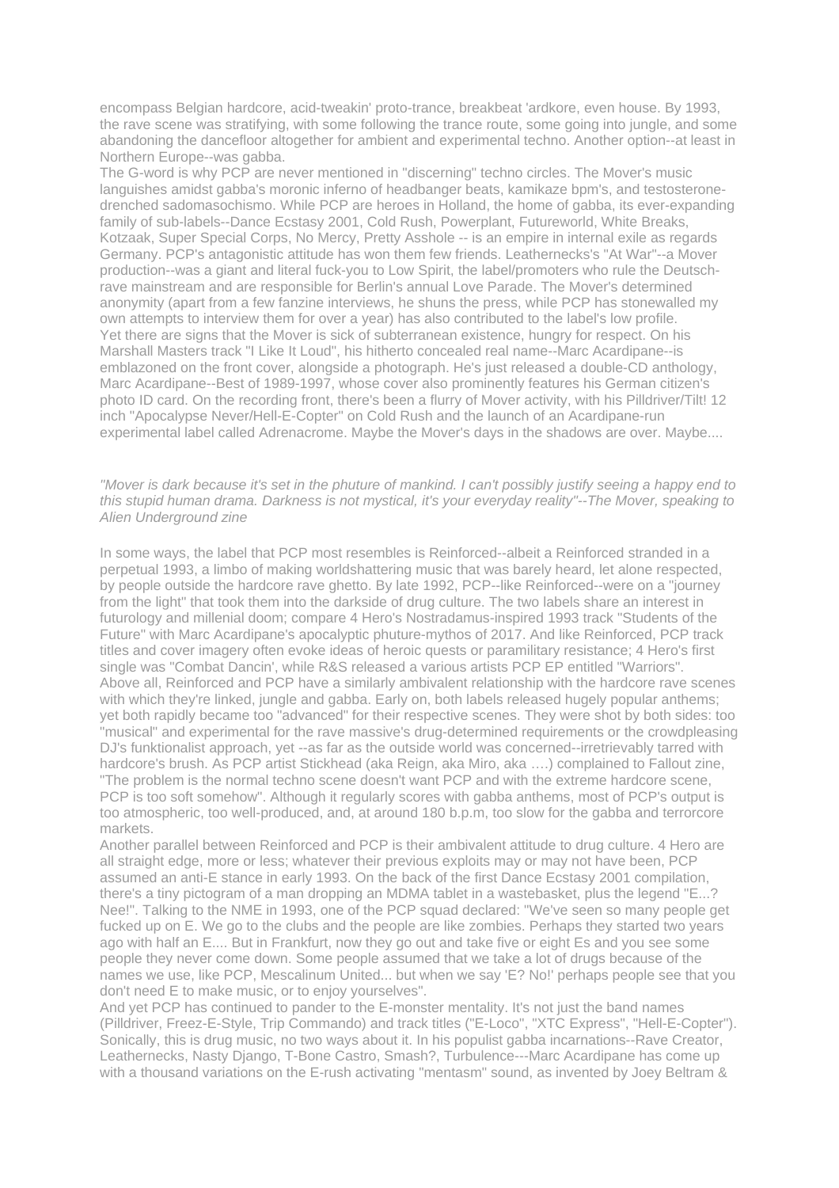encompass Belgian hardcore, acid-tweakin' proto-trance, breakbeat 'ardkore, even house. By 1993, the rave scene was stratifying, with some following the trance route, some going into jungle, and some abandoning the dancefloor altogether for ambient and experimental techno. Another option--at least in Northern Europe--was gabba.

The G-word is why PCP are never mentioned in "discerning" techno circles. The Mover's music languishes amidst gabba's moronic inferno of headbanger beats, kamikaze bpm's, and testosterone-drenched sadomasochismo. While PCP are heroes in Holland, the home of gabba, its ever-expanding family of sub-labels--Dance Ecstasy 2001, Cold Rush, Powerplant, Futureworld, White Breaks, Kotzaak, Super Special Corps, No Mercy, Pretty Asshole -- is an empire in internal exile as regards Germany. PCP's antagonistic attitude has won them few friends. Leathernecks's "At War"--a Mover production--was a giant and literal fuck-you to Low Spirit, the label/promoters who rule the Deutsch-rave mainstream and are responsible for Berlin's annual Love Parade. The Mover's determined anonymity (apart from a few fanzine interviews, he shuns the press, while PCP has stonewalled my own attempts to interview them for over a year) has also contributed to the label's low profile.

Yet there are signs that the Mover is sick of subterranean existence, hungry for respect. On his Marshall Masters track "I Like It Loud", his hitherto concealed real name--Marc Acardipane--is emblazoned on the front cover, alongside a photograph. He's just released a double-CD anthology, Marc Acardipane--Best of 1989-1997, whose cover also prominently features his German citizen's photo ID card. On the recording front, there's been a flurry of Mover activity, with his Pilldriver/Tilt! 12 inch "Apocalypse Never/Hell-E-Copter" on Cold Rush and the launch of an Acardipane-run experimental label called Adrenacrome. Maybe the Mover's days in the shadows are over. Maybe....

*"Mover is dark because it's set in the phuture of mankind. I can't possibly justify seeing a happy end to this stupid human drama. Darkness is not mystical, it's your everyday reality"--The Mover, speaking to Alien Underground zine*

In some ways, the label that PCP most resembles is Reinforced--albeit a Reinforced stranded in a perpetual 1993, a limbo of making worldshattering music that was barely heard, let alone respected, by people outside the hardcore rave ghetto. By late 1992, PCP--like Reinforced--were on a "journey from the light" that took them into the darkside of drug culture. The two labels share an interest in futurology and millenial doom; compare 4 Hero's Nostradamus-inspired 1993 track "Students of the Future" with Marc Acardipane's apocalyptic phuture-mythos of 2017. And like Reinforced, PCP track titles and cover imagery often evoke ideas of heroic quests or paramilitary resistance; 4 Hero's first single was "Combat Dancin', while R&S released a various artists PCP EP entitled "Warriors".

Above all, Reinforced and PCP have a similarly ambivalent relationship with the hardcore rave scenes with which they're linked, jungle and gabba. Early on, both labels released hugely popular anthems; yet both rapidly became too "advanced" for their respective scenes. They were shot by both sides: too "musical" and experimental for the rave massive's drug-determined requirements or the crowdpleasing DJ's funktionalist approach, yet --as far as the outside world was concerned--irretrievably tarred with hardcore's brush. As PCP artist Stickhead (aka Reign, aka Miro, aka ….) complained to Fallout zine, "The problem is the normal techno scene doesn't want PCP and with the extreme hardcore scene, PCP is too soft somehow". Although it regularly scores with gabba anthems, most of PCP's output is too atmospheric, too well-produced, and, at around 180 b.p.m, too slow for the gabba and terrorcore markets.

Another parallel between Reinforced and PCP is their ambivalent attitude to drug culture. 4 Hero are all straight edge, more or less; whatever their previous exploits may or may not have been, PCP assumed an anti-E stance in early 1993. On the back of the first Dance Ecstasy 2001 compilation, there's a tiny pictogram of a man dropping an MDMA tablet in a wastebasket, plus the legend "E...? Nee!". Talking to the NME in 1993, one of the PCP squad declared: "We've seen so many people get fucked up on E. We go to the clubs and the people are like zombies. Perhaps they started two years ago with half an E.... But in Frankfurt, now they go out and take five or eight Es and you see some people they never come down. Some people assumed that we take a lot of drugs because of the names we use, like PCP, Mescalinum United... but when we say 'E? No!' perhaps people see that you don't need E to make music, or to enjoy yourselves".

And yet PCP has continued to pander to the E-monster mentality. It's not just the band names (Pilldriver, Freez-E-Style, Trip Commando) and track titles ("E-Loco", "XTC Express", "Hell-E-Copter"). Sonically, this is drug music, no two ways about it. In his populist gabba incarnations--Rave Creator, Leathernecks, Nasty Django, T-Bone Castro, Smash?, Turbulence---Marc Acardipane has come up with a thousand variations on the E-rush activating "mentasm" sound, as invented by Joey Beltram &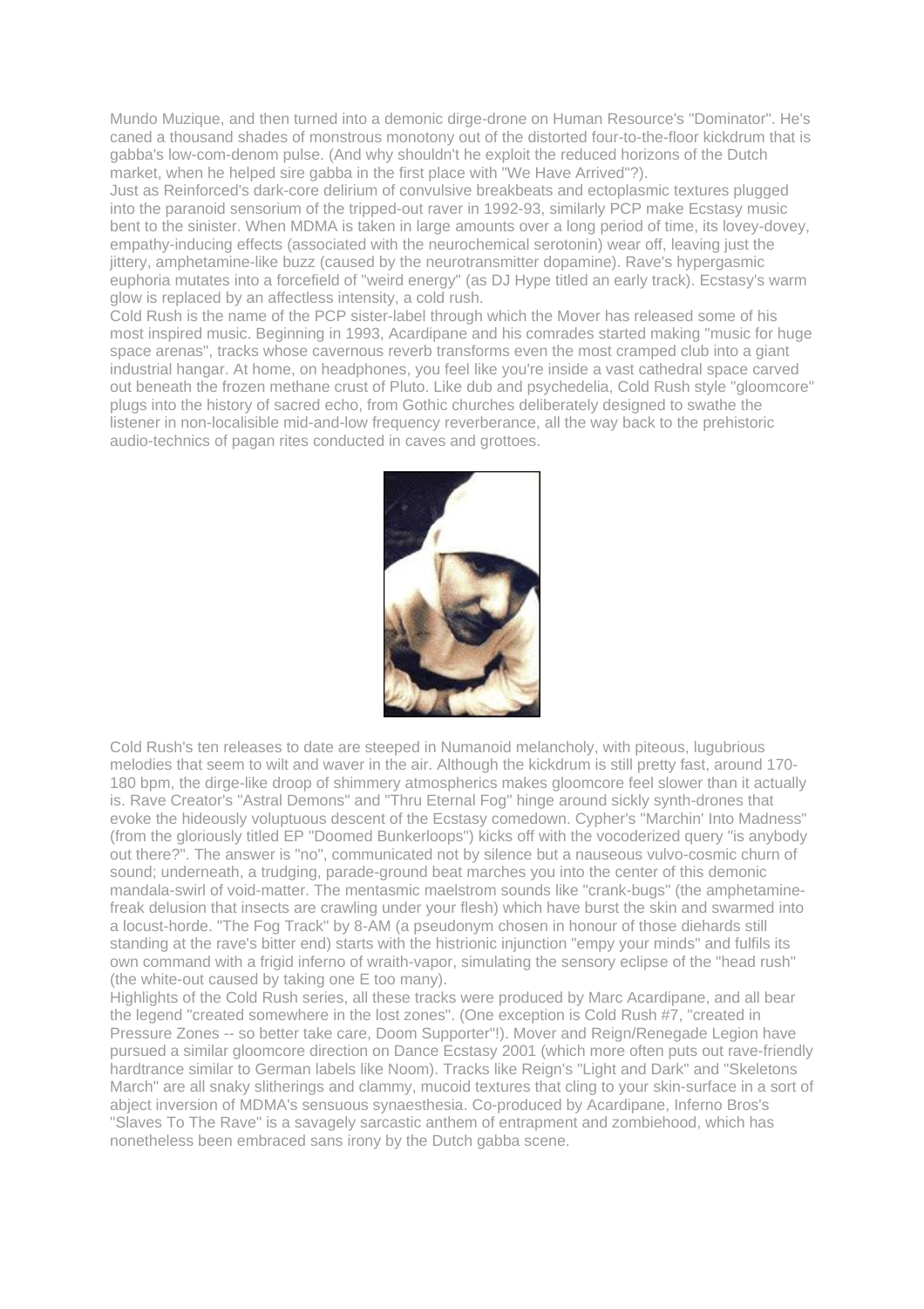Mundo Muzique, and then turned into a demonic dirge-drone on Human Resource's "Dominator". He's caned a thousand shades of monstrous monotony out of the distorted four-to-the-floor kickdrum that is gabba's low-com-denom pulse. (And why shouldn't he exploit the reduced horizons of the Dutch market, when he helped sire gabba in the first place with "We Have Arrived"?).

Just as Reinforced's dark-core delirium of convulsive breakbeats and ectoplasmic textures plugged into the paranoid sensorium of the tripped-out raver in 1992-93, similarly PCP make Ecstasy music bent to the sinister. When MDMA is taken in large amounts over a long period of time, its lovey-dovey, empathy-inducing effects (associated with the neurochemical serotonin) wear off, leaving just the jittery, amphetamine-like buzz (caused by the neurotransmitter dopamine). Rave's hypergasmic euphoria mutates into a forcefield of "weird energy" (as DJ Hype titled an early track). Ecstasy's warm glow is replaced by an affectless intensity, a cold rush.

Cold Rush is the name of the PCP sister-label through which the Mover has released some of his most inspired music. Beginning in 1993, Acardipane and his comrades started making "music for huge space arenas", tracks whose cavernous reverb transforms even the most cramped club into a giant industrial hangar. At home, on headphones, you feel like you're inside a vast cathedral space carved out beneath the frozen methane crust of Pluto. Like dub and psychedelia, Cold Rush style "gloomcore" plugs into the history of sacred echo, from Gothic churches deliberately designed to swathe the listener in non-localisible mid-and-low frequency reverberance, all the way back to the prehistoric audio-technics of pagan rites conducted in caves and grottoes.

Cold Rush's ten releases to date are steeped in Numanoid melancholy, with piteous, lugubrious melodies that seem to wilt and waver in the air. Although the kickdrum is still pretty fast, around 170-180 bpm, the dirge-like droop of shimmery atmospherics makes gloomcore feel slower than it actually is. Rave Creator's "Astral Demons" and "Thru Eternal Fog" hinge around sickly synth-drones that evoke the hideously voluptuous descent of the Ecstasy comedown. Cypher's "Marchin' Into Madness" (from the gloriously titled EP "Doomed Bunkerloops") kicks off with the vocoderized query "is anybody out there?". The answer is "no", communicated not by silence but a nauseous vulvo-cosmic churn of sound; underneath, a trudging, parade-ground beat marches you into the center of this demonic mandala-swirl of void-matter. The mentasmic maelstrom sounds like "crank-bugs" (the amphetamine-freak delusion that insects are crawling under your flesh) which have burst the skin and swarmed into a locust-horde. "The Fog Track" by 8-AM (a pseudonym chosen in honour of those diehards still standing at the rave's bitter end) starts with the histrionic injunction "empy your minds" and fulfils its own command with a frigid inferno of wraith-vapor, simulating the sensory eclipse of the "head rush" (the white-out caused by taking one E too many).

Highlights of the Cold Rush series, all these tracks were produced by Marc Acardipane, and all bear the legend "created somewhere in the lost zones". (One exception is Cold Rush #7, "created in Pressure Zones -- so better take care, Doom Supporter"!). Mover and Reign/Renegade Legion have pursued a similar gloomcore direction on Dance Ecstasy 2001 (which more often puts out rave-friendly hardtrance similar to German labels like Noom). Tracks like Reign's "Light and Dark" and "Skeletons March" are all snaky slitherings and clammy, mucoid textures that cling to your skin-surface in a sort of abject inversion of MDMA's sensuous synaesthesia. Co-produced by Acardipane, Inferno Bros's "Slaves To The Rave" is a savagely sarcastic anthem of entrapment and zombiehood, which has nonetheless been embraced sans irony by the Dutch gabba scene.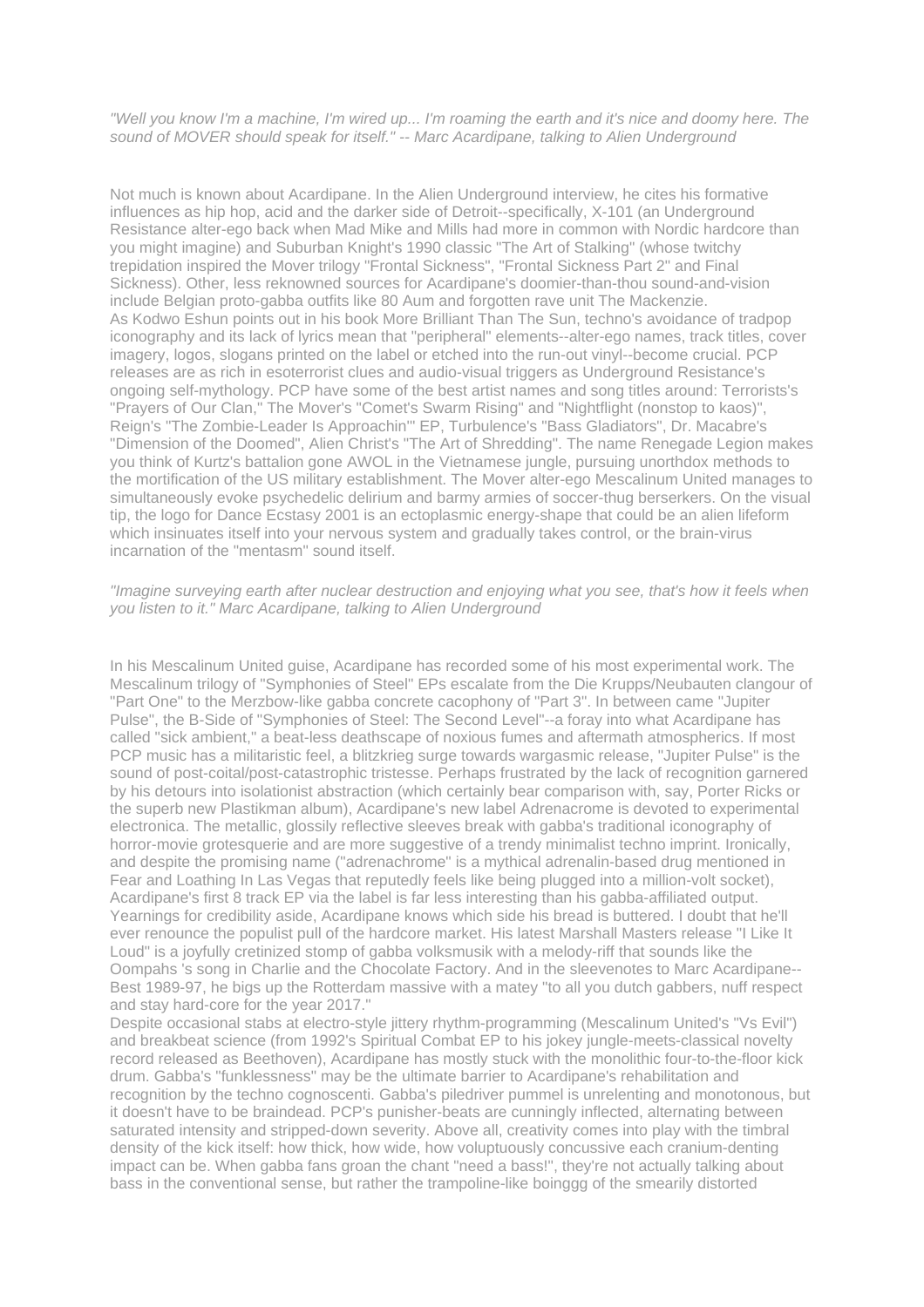*"Well you know I'm a machine, I'm wired up... I'm roaming the earth and it's nice and doomy here. The sound of MOVER should speak for itself." -- Marc Acardipane, talking to Alien Underground*

Not much is known about Acardipane. In the Alien Underground interview, he cites his formative influences as hip hop, acid and the darker side of Detroit--specifically, X-101 (an Underground Resistance alter-ego back when Mad Mike and Mills had more in common with Nordic hardcore than you might imagine) and Suburban Knight's 1990 classic "The Art of Stalking" (whose twitchy trepidation inspired the Mover trilogy "Frontal Sickness", "Frontal Sickness Part 2" and Final Sickness). Other, less reknowned sources for Acardipane's doomier-than-thou sound-and-vision include Belgian proto-gabba outfits like 80 Aum and forgotten rave unit The Mackenzie.
As Kodwo Eshun points out in his book More Brilliant Than The Sun, techno's avoidance of tradpop iconography and its lack of lyrics mean that "peripheral" elements--alter-ego names, track titles, cover imagery, logos, slogans printed on the label or etched into the run-out vinyl--become crucial. PCP releases are as rich in esoterrorist clues and audio-visual triggers as Underground Resistance's ongoing self-mythology. PCP have some of the best artist names and song titles around: Terrorists's "Prayers of Our Clan," The Mover's "Comet's Swarm Rising" and "Nightflight (nonstop to kaos)", Reign's "The Zombie-Leader Is Approachin'" EP, Turbulence's "Bass Gladiators", Dr. Macabre's "Dimension of the Doomed", Alien Christ's "The Art of Shredding". The name Renegade Legion makes you think of Kurtz's battalion gone AWOL in the Vietnamese jungle, pursuing unorthdox methods to the mortification of the US military establishment. The Mover alter-ego Mescalinum United manages to simultaneously evoke psychedelic delirium and barmy armies of soccer-thug berserkers. On the visual tip, the logo for Dance Ecstasy 2001 is an ectoplasmic energy-shape that could be an alien lifeform which insinuates itself into your nervous system and gradually takes control, or the brain-virus incarnation of the "mentasm" sound itself.

*"Imagine surveying earth after nuclear destruction and enjoying what you see, that's how it feels when you listen to it." Marc Acardipane, talking to Alien Underground*

In his Mescalinum United guise, Acardipane has recorded some of his most experimental work. The Mescalinum trilogy of "Symphonies of Steel" EPs escalate from the Die Krupps/Neubauten clangour of "Part One" to the Merzbow-like gabba concrete cacophony of "Part 3". In between came "Jupiter Pulse", the B-Side of "Symphonies of Steel: The Second Level"--a foray into what Acardipane has called "sick ambient," a beat-less deathscape of noxious fumes and aftermath atmospherics. If most PCP music has a militaristic feel, a blitzkrieg surge towards wargasmic release, "Jupiter Pulse" is the sound of post-coital/post-catastrophic tristesse. Perhaps frustrated by the lack of recognition garnered by his detours into isolationist abstraction (which certainly bear comparison with, say, Porter Ricks or the superb new Plastikman album), Acardipane's new label Adrenacrome is devoted to experimental electronica. The metallic, glossily reflective sleeves break with gabba's traditional iconography of horror-movie grotesquerie and are more suggestive of a trendy minimalist techno imprint. Ironically, and despite the promising name ("adrenachrome" is a mythical adrenalin-based drug mentioned in Fear and Loathing In Las Vegas that reputedly feels like being plugged into a million-volt socket), Acardipane's first 8 track EP via the label is far less interesting than his gabba-affiliated output. Yearnings for credibility aside, Acardipane knows which side his bread is buttered. I doubt that he'll ever renounce the populist pull of the hardcore market. His latest Marshall Masters release "I Like It Loud" is a joyfully cretinized stomp of gabba volksmusik with a melody-riff that sounds like the Oompahs 's song in Charlie and the Chocolate Factory. And in the sleevenotes to Marc Acardipane--Best 1989-97, he bigs up the Rotterdam massive with a matey "to all you dutch gabbers, nuff respect and stay hard-core for the year 2017."
Despite occasional stabs at electro-style jittery rhythm-programming (Mescalinum United's "Vs Evil") and breakbeat science (from 1992's Spiritual Combat EP to his jokey jungle-meets-classical novelty record released as Beethoven), Acardipane has mostly stuck with the monolithic four-to-the-floor kick drum. Gabba's "funklessness" may be the ultimate barrier to Acardipane's rehabilitation and recognition by the techno cognoscenti. Gabba's piledriver pummel is unrelenting and monotonous, but it doesn't have to be braindead. PCP's punisher-beats are cunningly inflected, alternating between saturated intensity and stripped-down severity. Above all, creativity comes into play with the timbral density of the kick itself: how thick, how wide, how voluptuously concussive each cranium-denting impact can be. When gabba fans groan the chant "need a bass!", they're not actually talking about bass in the conventional sense, but rather the trampoline-like boinggg of the smearily distorted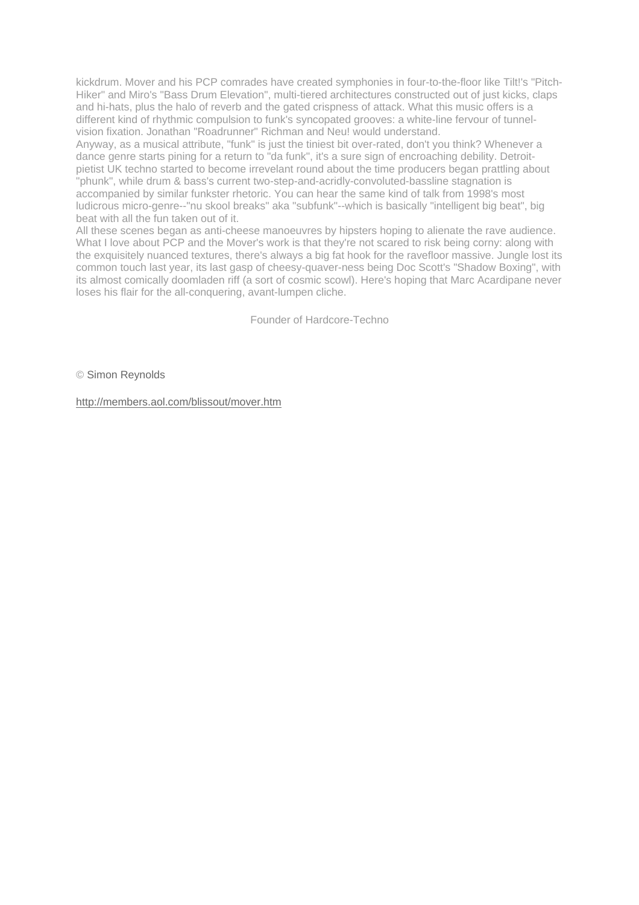kickdrum. Mover and his PCP comrades have created symphonies in four-to-the-floor like Tilt!'s "Pitch-Hiker" and Miro's "Bass Drum Elevation", multi-tiered architectures constructed out of just kicks, claps and hi-hats, plus the halo of reverb and the gated crispness of attack. What this music offers is a different kind of rhythmic compulsion to funk's syncopated grooves: a white-line fervour of tunnel-vision fixation. Jonathan "Roadrunner" Richman and Neu! would understand.

Anyway, as a musical attribute, "funk" is just the tiniest bit over-rated, don't you think? Whenever a dance genre starts pining for a return to "da funk", it's a sure sign of encroaching debility. Detroit-pietist UK techno started to become irrevelant round about the time producers began prattling about "phunk", while drum & bass's current two-step-and-acridly-convoluted-bassline stagnation is accompanied by similar funkster rhetoric. You can hear the same kind of talk from 1998's most ludicrous micro-genre--"nu skool breaks" aka "subfunk"--which is basically "intelligent big beat", big beat with all the fun taken out of it.

All these scenes began as anti-cheese manoeuvres by hipsters hoping to alienate the rave audience. What I love about PCP and the Mover's work is that they're not scared to risk being corny: along with the exquisitely nuanced textures, there's always a big fat hook for the ravefloor massive. Jungle lost its common touch last year, its last gasp of cheesy-quaver-ness being Doc Scott's "Shadow Boxing", with its almost comically doomladen riff (a sort of cosmic scowl). Here's hoping that Marc Acardipane never loses his flair for the all-conquering, avant-lumpen cliche.

Founder of Hardcore-Techno

© Simon Reynolds

http://members.aol.com/blissout/mover.htm